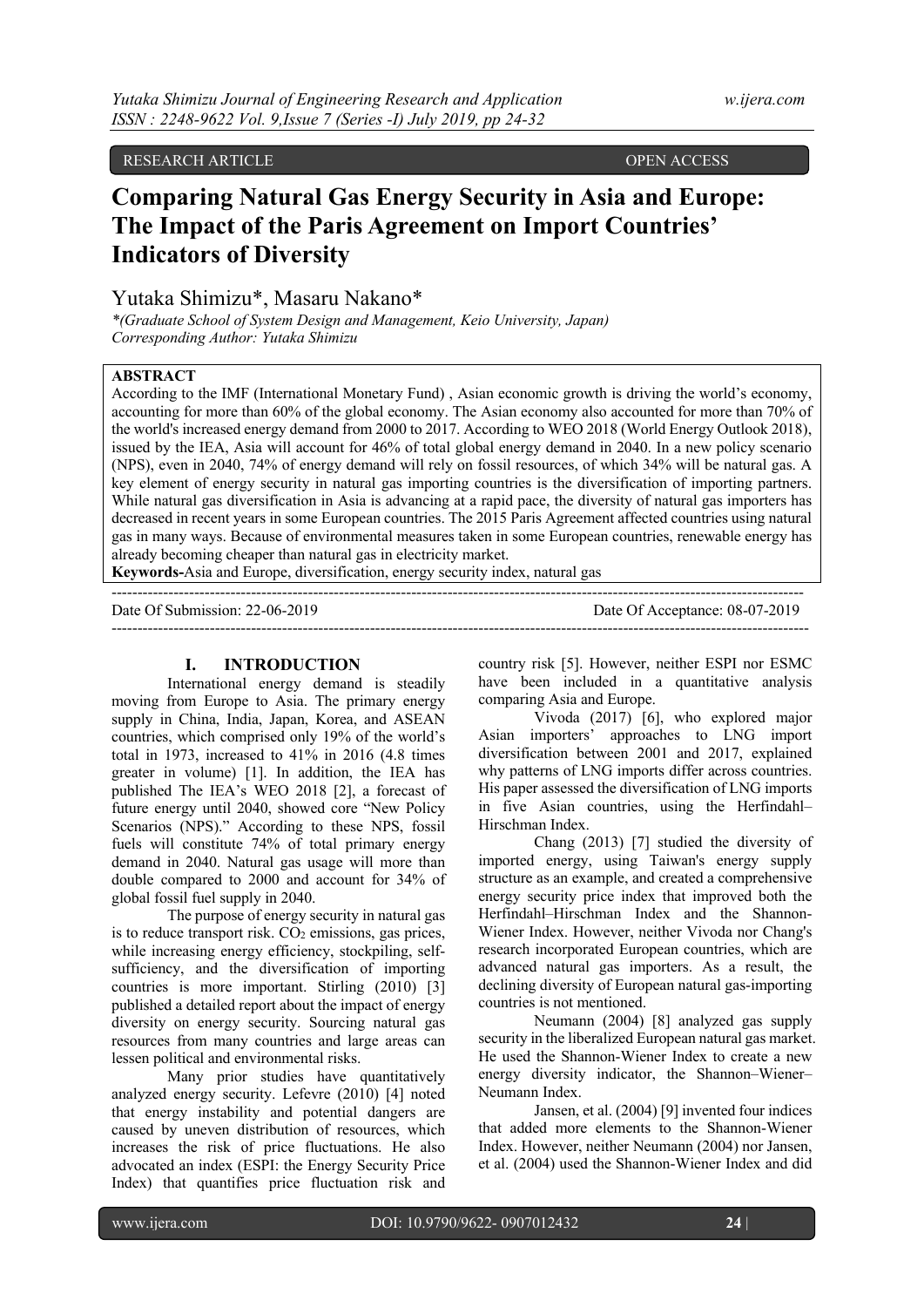RESEARCH ARTICLE OPEN ACCESS

# Comparing Natural Gas Energy Security in Asia and Europe: The Impact of the Paris Agreement on Import Countries' Indicators of Diversity

Yutaka Shimizu*, Masaru Nakano*

*(Graduate School of System Design and Management, Keio University, Japan)
Corresponding Author: Yutaka Shimizu

**ABSTRACT**

According to the IMF (International Monetary Fund) , Asian economic growth is driving the world's economy, accounting for more than 60% of the global economy. The Asian economy also accounted for more than 70% of the world's increased energy demand from 2000 to 2017. According to WEO 2018 (World Energy Outlook 2018), issued by the IEA, Asia will account for 46% of total global energy demand in 2040. In a new policy scenario (NPS), even in 2040, 74% of energy demand will rely on fossil resources, of which 34% will be natural gas. A key element of energy security in natural gas importing countries is the diversification of importing partners. While natural gas diversification in Asia is advancing at a rapid pace, the diversity of natural gas importers has decreased in recent years in some European countries. The 2015 Paris Agreement affected countries using natural gas in many ways. Because of environmental measures taken in some European countries, renewable energy has already becoming cheaper than natural gas in electricity market.

**Keywords-**Asia and Europe, diversification, energy security index, natural gas

---

Date Of Submission: 22-06-2019 Date Of Acceptance: 08-07-2019

---

## I. INTRODUCTION

International energy demand is steadily moving from Europe to Asia. The primary energy supply in China, India, Japan, Korea, and ASEAN countries, which comprised only 19% of the world's total in 1973, increased to 41% in 2016 (4.8 times greater in volume) [1]. In addition, the IEA has published The IEA's WEO 2018 [2], a forecast of future energy until 2040, showed core "New Policy Scenarios (NPS)." According to these NPS, fossil fuels will constitute 74% of total primary energy demand in 2040. Natural gas usage will more than double compared to 2000 and account for 34% of global fossil fuel supply in 2040.

The purpose of energy security in natural gas is to reduce transport risk. $CO_2$ emissions, gas prices, while increasing energy efficiency, stockpiling, self-sufficiency, and the diversification of importing countries is more important. Stirling (2010) [3] published a detailed report about the impact of energy diversity on energy security. Sourcing natural gas resources from many countries and large areas can lessen political and environmental risks.

Many prior studies have quantitatively analyzed energy security. Lefevre (2010) [4] noted that energy instability and potential dangers are caused by uneven distribution of resources, which increases the risk of price fluctuations. He also advocated an index (ESPI: the Energy Security Price Index) that quantifies price fluctuation risk and country risk [5]. However, neither ESPI nor ESMC have been included in a quantitative analysis comparing Asia and Europe.

Vivoda (2017) [6], who explored major Asian importers' approaches to LNG import diversification between 2001 and 2017, explained why patterns of LNG imports differ across countries. His paper assessed the diversification of LNG imports in five Asian countries, using the Herfindahl–Hirschman Index.

Chang (2013) [7] studied the diversity of imported energy, using Taiwan's energy supply structure as an example, and created a comprehensive energy security price index that improved both the Herfindahl–Hirschman Index and the Shannon-Wiener Index. However, neither Vivoda nor Chang's research incorporated European countries, which are advanced natural gas importers. As a result, the declining diversity of European natural gas-importing countries is not mentioned.

Neumann (2004) [8] analyzed gas supply security in the liberalized European natural gas market. He used the Shannon-Wiener Index to create a new energy diversity indicator, the Shannon–Wiener–Neumann Index.

Jansen, et al. (2004) [9] invented four indices that added more elements to the Shannon-Wiener Index. However, neither Neumann (2004) nor Jansen, et al. (2004) used the Shannon-Wiener Index and did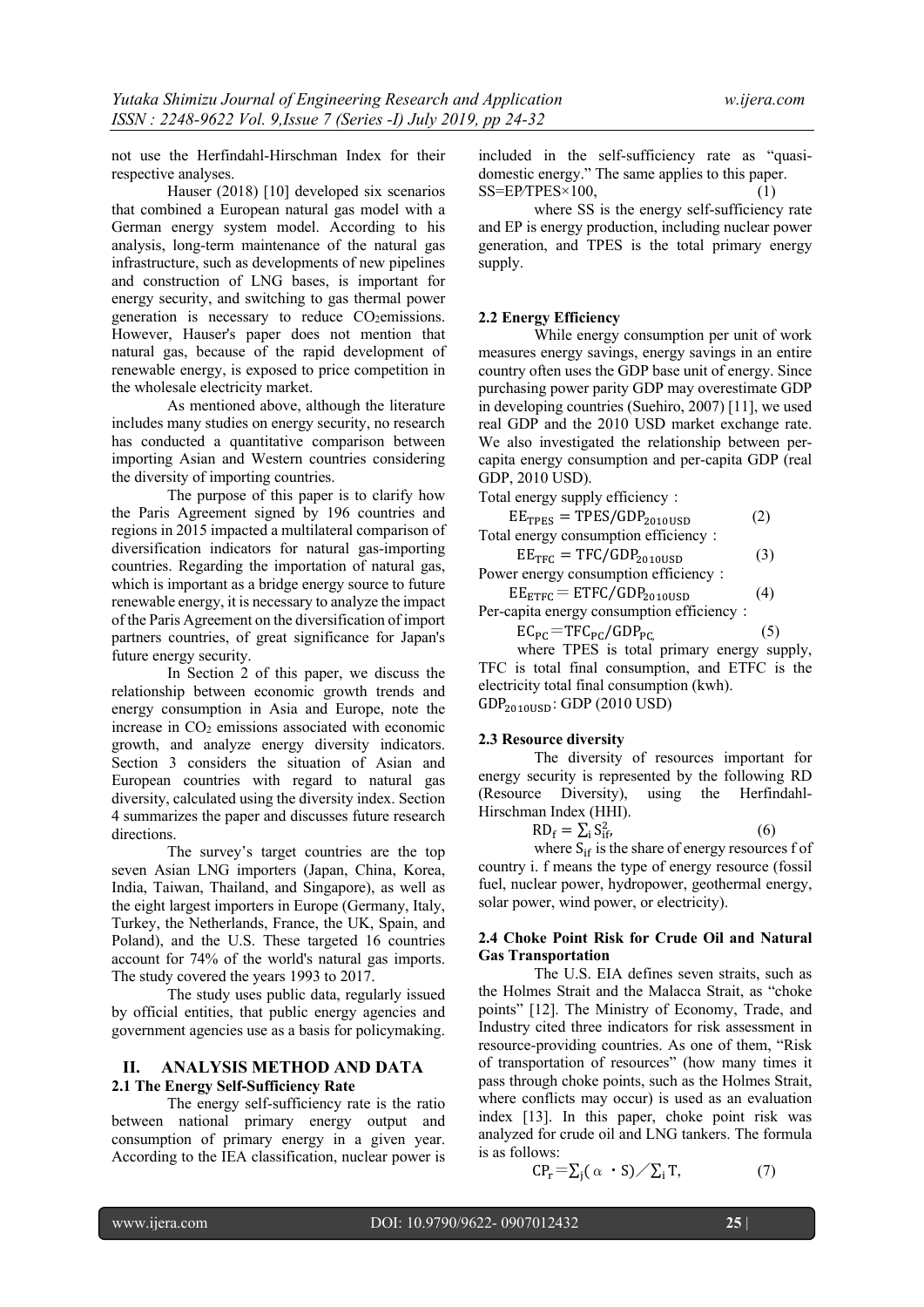not use the Herfindahl-Hirschman Index for their respective analyses.

Hauser (2018) [10] developed six scenarios that combined a European natural gas model with a German energy system model. According to his analysis, long-term maintenance of the natural gas infrastructure, such as developments of new pipelines and construction of LNG bases, is important for energy security, and switching to gas thermal power generation is necessary to reduce $CO_2$emissions. However, Hauser's paper does not mention that natural gas, because of the rapid development of renewable energy, is exposed to price competition in the wholesale electricity market.

As mentioned above, although the literature includes many studies on energy security, no research has conducted a quantitative comparison between importing Asian and Western countries considering the diversity of importing countries.

The purpose of this paper is to clarify how the Paris Agreement signed by 196 countries and regions in 2015 impacted a multilateral comparison of diversification indicators for natural gas-importing countries. Regarding the importation of natural gas, which is important as a bridge energy source to future renewable energy, it is necessary to analyze the impact of the Paris Agreement on the diversification of import partners countries, of great significance for Japan's future energy security.

In Section 2 of this paper, we discuss the relationship between economic growth trends and energy consumption in Asia and Europe, note the increase in $CO_2$ emissions associated with economic growth, and analyze energy diversity indicators. Section 3 considers the situation of Asian and European countries with regard to natural gas diversity, calculated using the diversity index. Section 4 summarizes the paper and discusses future research directions.

The survey's target countries are the top seven Asian LNG importers (Japan, China, Korea, India, Taiwan, Thailand, and Singapore), as well as the eight largest importers in Europe (Germany, Italy, Turkey, the Netherlands, France, the UK, Spain, and Poland), and the U.S. These targeted 16 countries account for 74% of the world's natural gas imports. The study covered the years 1993 to 2017.

The study uses public data, regularly issued by official entities, that public energy agencies and government agencies use as a basis for policymaking.

## II. ANALYSIS METHOD AND DATA

### 2.1 The Energy Self-Sufficiency Rate

The energy self-sufficiency rate is the ratio between national primary energy output and consumption of primary energy in a given year. According to the IEA classification, nuclear power is included in the self-sufficiency rate as "quasi-domestic energy." The same applies to this paper.

$$SS = EP/TPES \times 100, \qquad (1)$$

where SS is the energy self-sufficiency rate and EP is energy production, including nuclear power generation, and TPES is the total primary energy supply.

### 2.2 Energy Efficiency

While energy consumption per unit of work measures energy savings, energy savings in an entire country often uses the GDP base unit of energy. Since purchasing power parity GDP may overestimate GDP in developing countries (Suehiro, 2007) [11], we used real GDP and the 2010 USD market exchange rate. We also investigated the relationship between per-capita energy consumption and per-capita GDP (real GDP, 2010 USD).

Total energy supply efficiency：

$$EE_{TPES} = TPES/GDP_{2010USD} \qquad (2)$$

Total energy consumption efficiency：

$$EE_{TFC} = TFC/GDP_{2010USD} \qquad (3)$$

Power energy consumption efficiency：

$$EE_{ETFC} = ETFC/GDP_{2010USD} \qquad (4)$$

Per-capita energy consumption efficiency：

$$EC_{PC} = TFC_{PC}/GDP_{PC} \qquad (5)$$

where TPES is total primary energy supply, TFC is total final consumption, and ETFC is the electricity total final consumption (kwh).

$GDP_{2010USD}$: GDP (2010 USD)

### 2.3 Resource diversity

The diversity of resources important for energy security is represented by the following RD (Resource Diversity), using the Herfindahl-Hirschman Index (HHI).

$$RD_f = \sum_i S_{if}^2, \qquad (6)$$

where $S_{if}$ is the share of energy resources f of country i. f means the type of energy resource (fossil fuel, nuclear power, hydropower, geothermal energy, solar power, wind power, or electricity).

### 2.4 Choke Point Risk for Crude Oil and Natural Gas Transportation

The U.S. EIA defines seven straits, such as the Holmes Strait and the Malacca Strait, as "choke points" [12]. The Ministry of Economy, Trade, and Industry cited three indicators for risk assessment in resource-providing countries. As one of them, "Risk of transportation of resources" (how many times it pass through choke points, such as the Holmes Strait, where conflicts may occur) is used as an evaluation index [13]. In this paper, choke point risk was analyzed for crude oil and LNG tankers. The formula is as follows:

$$CP_r = \sum_j (\alpha \cdot S) / \sum_i T, \qquad (7)$$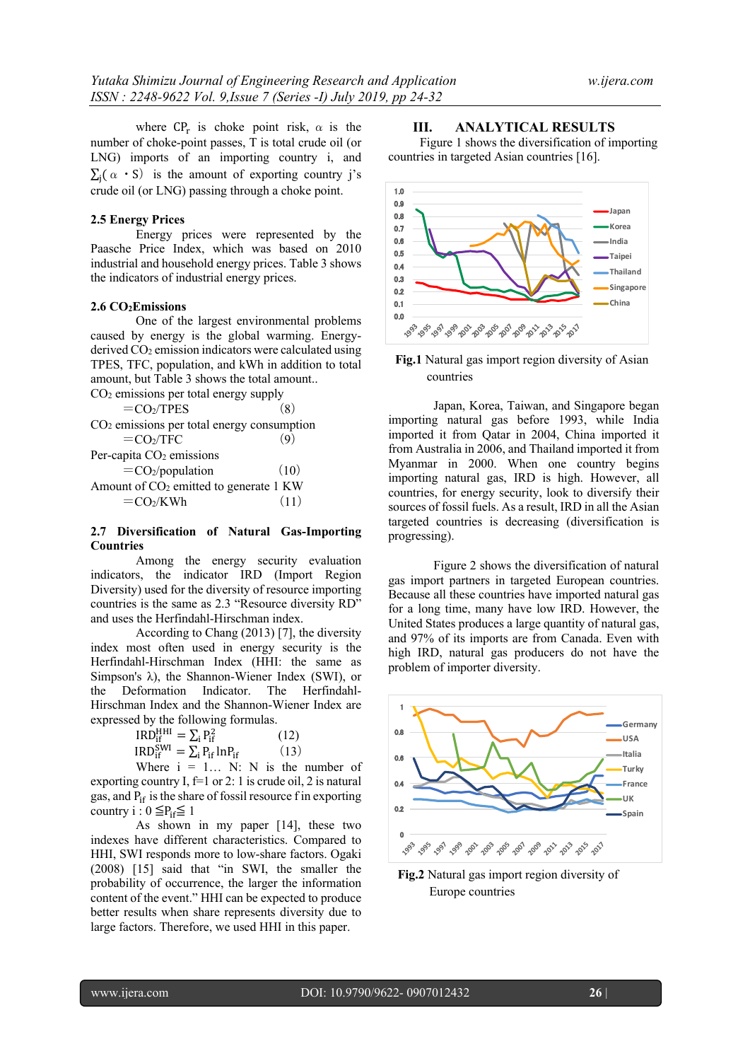where $CP_r$ is choke point risk, $\alpha$ is the number of choke-point passes, T is total crude oil (or LNG) imports of an importing country i, and $\sum_j(\alpha \cdot S)$ is the amount of exporting country j's crude oil (or LNG) passing through a choke point.

### 2.5 Energy Prices

Energy prices were represented by the Paasche Price Index, which was based on 2010 industrial and household energy prices. Table 3 shows the indicators of industrial energy prices.

### 2.6 $CO_2$ Emissions

One of the largest environmental problems caused by energy is the global warming. Energy-derived $CO_2$ emission indicators were calculated using TPES, TFC, population, and kWh in addition to total amount, but Table 3 shows the total amount..

$CO_2$ emissions per total energy supply

$$=CO_2/TPES \qquad (8)$$

$CO_2$ emissions per total energy consumption

$$=CO_2/TFC \qquad (9)$$

Per-capita $CO_2$ emissions

$$=CO_2/population \qquad (10)$$

Amount of $CO_2$ emitted to generate 1 KW

$$=CO_2/KWh \qquad (11)$$

### 2.7 Diversification of Natural Gas-Importing Countries

Among the energy security evaluation indicators, the indicator IRD (Import Region Diversity) used for the diversity of resource importing countries is the same as 2.3 "Resource diversity RD" and uses the Herfindahl-Hirschman index.

According to Chang (2013) [7], the diversity index most often used in energy security is the Herfindahl-Hirschman Index (HHI: the same as Simpson's λ), the Shannon-Wiener Index (SWI), or the Deformation Indicator. The Herfindahl-Hirschman Index and the Shannon-Wiener Index are expressed by the following formulas.

$$IRD_{if}^{HHI} = \sum_i P_{if}^2 \qquad (12)$$

$$IRD_{if}^{SWI} = \sum_i P_{if} \ln P_{if} \qquad (13)$$

Where i = 1… N: N is the number of exporting country I, f=1 or 2: 1 is crude oil, 2 is natural gas, and $P_{if}$ is the share of fossil resource f in exporting country i : $0 \leqq P_{if} \leqq 1$

As shown in my paper [14], these two indexes have different characteristics. Compared to HHI, SWI responds more to low-share factors. Ogaki (2008) [15] said that "in SWI, the smaller the probability of occurrence, the larger the information content of the event." HHI can be expected to produce better results when share represents diversity due to large factors. Therefore, we used HHI in this paper.

## III. ANALYTICAL RESULTS

Figure 1 shows the diversification of importing countries in targeted Asian countries [16].

**Fig.1** Natural gas import region diversity of Asian countries

Japan, Korea, Taiwan, and Singapore began importing natural gas before 1993, while India imported it from Qatar in 2004, China imported it from Australia in 2006, and Thailand imported it from Myanmar in 2000. When one country begins importing natural gas, IRD is high. However, all countries, for energy security, look to diversify their sources of fossil fuels. As a result, IRD in all the Asian targeted countries is decreasing (diversification is progressing).

Figure 2 shows the diversification of natural gas import partners in targeted European countries. Because all these countries have imported natural gas for a long time, many have low IRD. However, the United States produces a large quantity of natural gas, and 97% of its imports are from Canada. Even with high IRD, natural gas producers do not have the problem of importer diversity.

**Fig.2** Natural gas import region diversity of Europe countries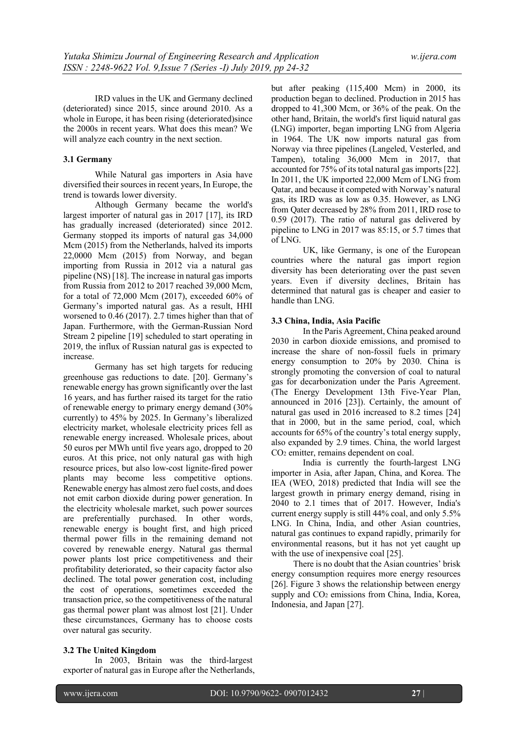IRD values in the UK and Germany declined (deteriorated) since 2015, since around 2010. As a whole in Europe, it has been rising (deteriorated)since the 2000s in recent years. What does this mean? We will analyze each country in the next section.

### 3.1 Germany

While Natural gas importers in Asia have diversified their sources in recent years, In Europe, the trend is towards lower diversity.

Although Germany became the world's largest importer of natural gas in 2017 [17], its IRD has gradually increased (deteriorated) since 2012. Germany stopped its imports of natural gas 34,000 Mcm (2015) from the Netherlands, halved its imports 22,0000 Mcm (2015) from Norway, and began importing from Russia in 2012 via a natural gas pipeline (NS) [18]. The increase in natural gas imports from Russia from 2012 to 2017 reached 39,000 Mcm, for a total of 72,000 Mcm (2017), exceeded 60% of Germany's imported natural gas. As a result, HHI worsened to 0.46 (2017). 2.7 times higher than that of Japan. Furthermore, with the German-Russian Nord Stream 2 pipeline [19] scheduled to start operating in 2019, the influx of Russian natural gas is expected to increase.

Germany has set high targets for reducing greenhouse gas reductions to date. [20]. Germany's renewable energy has grown significantly over the last 16 years, and has further raised its target for the ratio of renewable energy to primary energy demand (30% currently) to 45% by 2025. In Germany's liberalized electricity market, wholesale electricity prices fell as renewable energy increased. Wholesale prices, about 50 euros per MWh until five years ago, dropped to 20 euros. At this price, not only natural gas with high resource prices, but also low-cost lignite-fired power plants may become less competitive options. Renewable energy has almost zero fuel costs, and does not emit carbon dioxide during power generation. In the electricity wholesale market, such power sources are preferentially purchased. In other words, renewable energy is bought first, and high priced thermal power fills in the remaining demand not covered by renewable energy. Natural gas thermal power plants lost price competitiveness and their profitability deteriorated, so their capacity factor also declined. The total power generation cost, including the cost of operations, sometimes exceeded the transaction price, so the competitiveness of the natural gas thermal power plant was almost lost [21]. Under these circumstances, Germany has to choose costs over natural gas security.

### 3.2 The United Kingdom

In 2003, Britain was the third-largest exporter of natural gas in Europe after the Netherlands, but after peaking (115,400 Mcm) in 2000, its production began to declined. Production in 2015 has dropped to 41,300 Mcm, or 36% of the peak. On the other hand, Britain, the world's first liquid natural gas (LNG) importer, began importing LNG from Algeria in 1964. The UK now imports natural gas from Norway via three pipelines (Langeled, Vesterled, and Tampen), totaling 36,000 Mcm in 2017, that accounted for 75% of its total natural gas imports [22]. In 2011, the UK imported 22,000 Mcm of LNG from Qatar, and because it competed with Norway's natural gas, its IRD was as low as 0.35. However, as LNG from Qater decreased by 28% from 2011, IRD rose to 0.59 (2017). The ratio of natural gas delivered by pipeline to LNG in 2017 was 85:15, or 5.7 times that of LNG.

UK, like Germany, is one of the European countries where the natural gas import region diversity has been deteriorating over the past seven years. Even if diversity declines, Britain has determined that natural gas is cheaper and easier to handle than LNG.

### 3.3 China, India, Asia Pacific

In the Paris Agreement, China peaked around 2030 in carbon dioxide emissions, and promised to increase the share of non-fossil fuels in primary energy consumption to 20% by 2030. China is strongly promoting the conversion of coal to natural gas for decarbonization under the Paris Agreement. (The Energy Development 13th Five-Year Plan, announced in 2016 [23]). Certainly, the amount of natural gas used in 2016 increased to 8.2 times [24] that in 2000, but in the same period, coal, which accounts for 65% of the country's total energy supply, also expanded by 2.9 times. China, the world largest $CO_2$ emitter, remains dependent on coal.

India is currently the fourth-largest LNG importer in Asia, after Japan, China, and Korea. The IEA (WEO, 2018) predicted that India will see the largest growth in primary energy demand, rising in 2040 to 2.1 times that of 2017. However, India's current energy supply is still 44% coal, and only 5.5% LNG. In China, India, and other Asian countries, natural gas continues to expand rapidly, primarily for environmental reasons, but it has not yet caught up with the use of inexpensive coal [25].

There is no doubt that the Asian countries' brisk energy consumption requires more energy resources [26]. Figure 3 shows the relationship between energy supply and $CO_2$ emissions from China, India, Korea, Indonesia, and Japan [27].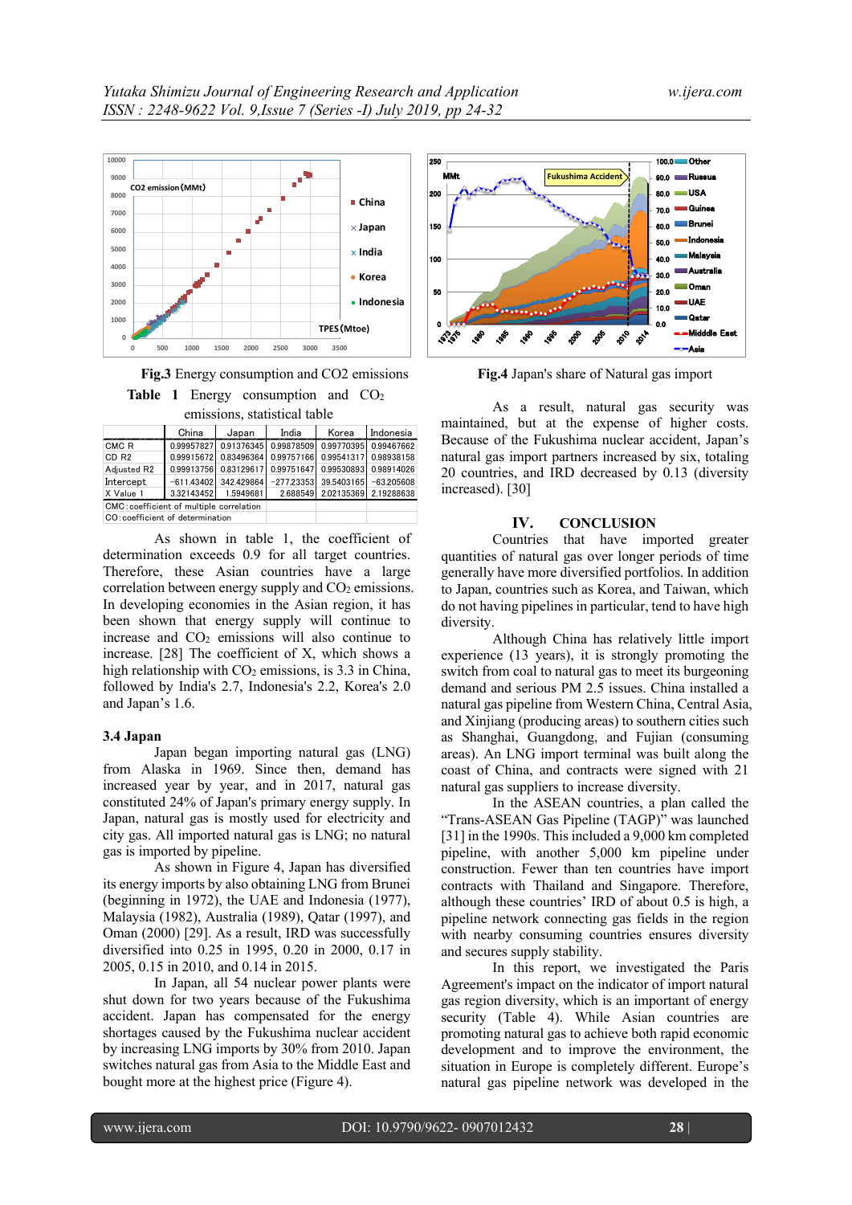Fig.3 Energy consumption and CO2 emissions

Fig.4 Japan's share of Natural gas import

**Table 1** Energy consumption and $CO_2$ emissions, statistical table

| | China | Japan | India | Korea | Indonesia |
|---|---|---|---|---|---|
| CMC R | 0.99957827 | 0.91376345 | 0.99878509 | 0.99770395 | 0.99467662 |
| CD R2 | 0.99915672 | 0.83496364 | 0.99757166 | 0.99541317 | 0.98938158 |
| Adjusted R2 | 0.99913756 | 0.83129617 | 0.99751647 | 0.99530893 | 0.98914026 |
| Intercept | −611.43402 | 342.429864 | −277.23353 | 39.5403165 | −63.205608 |
| X Value 1 | 3.32143452 | 1.5949681 | 2.688549 | 2.02135369 | 2.19288638 |

CMC: coefficient of multiple correlation
CO: coefficient of determination

As shown in table 1, the coefficient of determination exceeds 0.9 for all target countries. Therefore, these Asian countries have a large correlation between energy supply and $CO_2$ emissions. In developing economies in the Asian region, it has been shown that energy supply will continue to increase and $CO_2$ emissions will also continue to increase. [28] The coefficient of X, which shows a high relationship with $CO_2$ emissions, is 3.3 in China, followed by India's 2.7, Indonesia's 2.2, Korea's 2.0 and Japan's 1.6.

### 3.4 Japan

Japan began importing natural gas (LNG) from Alaska in 1969. Since then, demand has increased year by year, and in 2017, natural gas constituted 24% of Japan's primary energy supply. In Japan, natural gas is mostly used for electricity and city gas. All imported natural gas is LNG; no natural gas is imported by pipeline.

As shown in Figure 4, Japan has diversified its energy imports by also obtaining LNG from Brunei (beginning in 1972), the UAE and Indonesia (1977), Malaysia (1982), Australia (1989), Qatar (1997), and Oman (2000) [29]. As a result, IRD was successfully diversified into 0.25 in 1995, 0.20 in 2000, 0.17 in 2005, 0.15 in 2010, and 0.14 in 2015.

In Japan, all 54 nuclear power plants were shut down for two years because of the Fukushima accident. Japan has compensated for the energy shortages caused by the Fukushima nuclear accident by increasing LNG imports by 30% from 2010. Japan switches natural gas from Asia to the Middle East and bought more at the highest price (Figure 4).

As a result, natural gas security was maintained, but at the expense of higher costs. Because of the Fukushima nuclear accident, Japan's natural gas import partners increased by six, totaling 20 countries, and IRD decreased by 0.13 (diversity increased). [30]

## IV. CONCLUSION

Countries that have imported greater quantities of natural gas over longer periods of time generally have more diversified portfolios. In addition to Japan, countries such as Korea, and Taiwan, which do not having pipelines in particular, tend to have high diversity.

Although China has relatively little import experience (13 years), it is strongly promoting the switch from coal to natural gas to meet its burgeoning demand and serious PM 2.5 issues. China installed a natural gas pipeline from Western China, Central Asia, and Xinjiang (producing areas) to southern cities such as Shanghai, Guangdong, and Fujian (consuming areas). An LNG import terminal was built along the coast of China, and contracts were signed with 21 natural gas suppliers to increase diversity.

In the ASEAN countries, a plan called the "Trans-ASEAN Gas Pipeline (TAGP)" was launched [31] in the 1990s. This included a 9,000 km completed pipeline, with another 5,000 km pipeline under construction. Fewer than ten countries have import contracts with Thailand and Singapore. Therefore, although these countries' IRD of about 0.5 is high, a pipeline network connecting gas fields in the region with nearby consuming countries ensures diversity and secures supply stability.

In this report, we investigated the Paris Agreement's impact on the indicator of import natural gas region diversity, which is an important of energy security (Table 4). While Asian countries are promoting natural gas to achieve both rapid economic development and to improve the environment, the situation in Europe is completely different. Europe's natural gas pipeline network was developed in the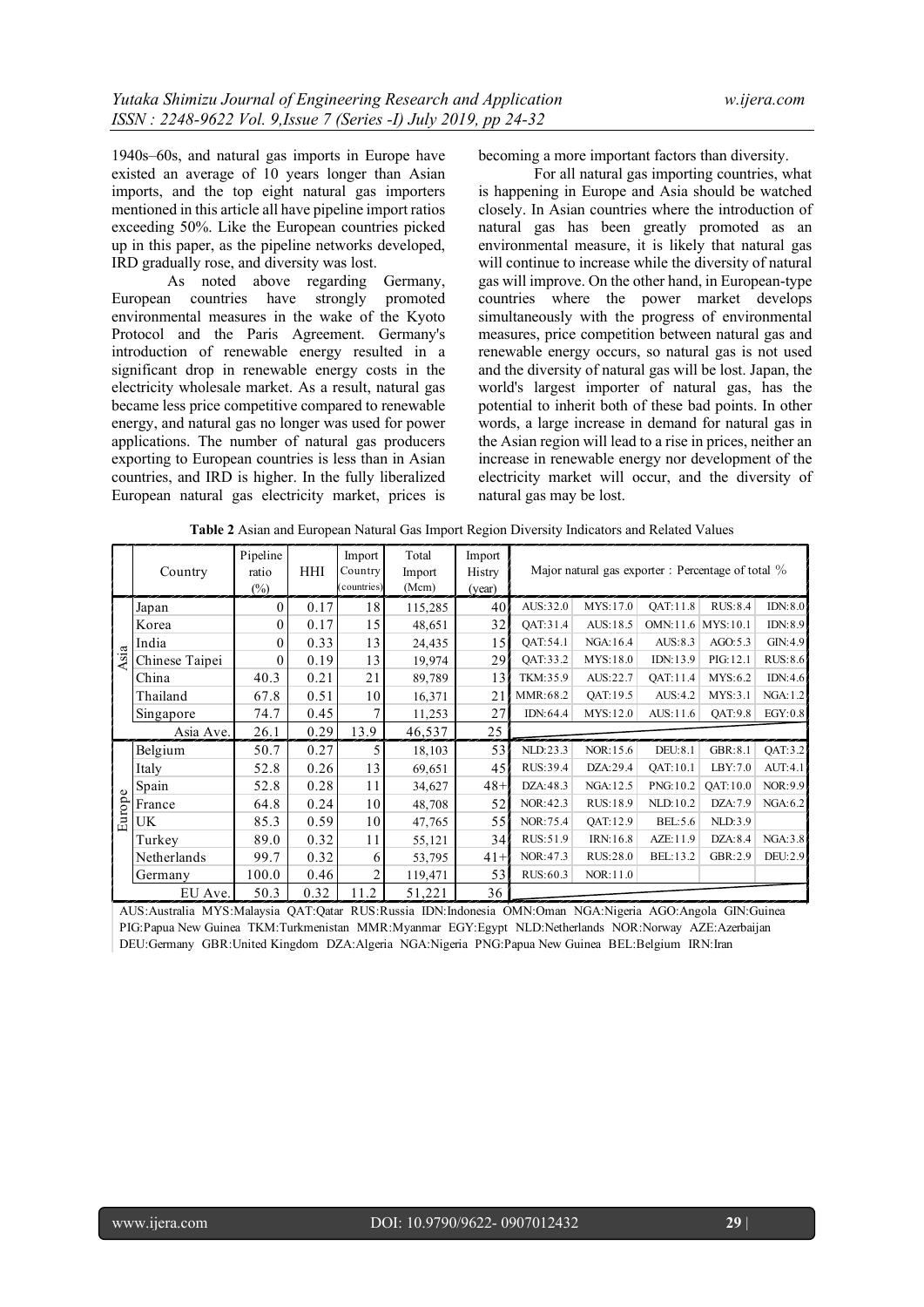1940s–60s, and natural gas imports in Europe have existed an average of 10 years longer than Asian imports, and the top eight natural gas importers mentioned in this article all have pipeline import ratios exceeding 50%. Like the European countries picked up in this paper, as the pipeline networks developed, IRD gradually rose, and diversity was lost.

As noted above regarding Germany, European countries have strongly promoted environmental measures in the wake of the Kyoto Protocol and the Paris Agreement. Germany's introduction of renewable energy resulted in a significant drop in renewable energy costs in the electricity wholesale market. As a result, natural gas became less price competitive compared to renewable energy, and natural gas no longer was used for power applications. The number of natural gas producers exporting to European countries is less than in Asian countries, and IRD is higher. In the fully liberalized European natural gas electricity market, prices is becoming a more important factors than diversity.

For all natural gas importing countries, what is happening in Europe and Asia should be watched closely. In Asian countries where the introduction of natural gas has been greatly promoted as an environmental measure, it is likely that natural gas will continue to increase while the diversity of natural gas will improve. On the other hand, in European-type countries where the power market develops simultaneously with the progress of environmental measures, price competition between natural gas and renewable energy occurs, so natural gas is not used and the diversity of natural gas will be lost. Japan, the world's largest importer of natural gas, has the potential to inherit both of these bad points. In other words, a large increase in demand for natural gas in the Asian region will lead to a rise in prices, neither an increase in renewable energy nor development of the electricity market will occur, and the diversity of natural gas may be lost.

**Table 2** Asian and European Natural Gas Import Region Diversity Indicators and Related Values

| | Country | Pipeline ratio (%) | HHI | Import Country (countries) | Total Import (Mcm) | Import Histry (year) | Major natural gas exporter : Percentage of total % | | | | |
|---|---|---|---|---|---|---|---|---|---|---|---|
| Asia | Japan | 0 | 0.17 | 18 | 115,285 | 40 | AUS:32.0 | MYS:17.0 | QAT:11.8 | RUS:8.4 | IDN:8.0 |
| | Korea | 0 | 0.17 | 15 | 48,651 | 32 | QAT:31.4 | AUS:18.5 | OMN:11.6 | MYS:10.1 | IDN:8.9 |
| | India | 0 | 0.33 | 13 | 24,435 | 15 | QAT:54.1 | NGA:16.4 | AUS:8.3 | AGO:5.3 | GIN:4.9 |
| | Chinese Taipei | 0 | 0.19 | 13 | 19,974 | 29 | QAT:33.2 | MYS:18.0 | IDN:13.9 | PIG:12.1 | RUS:8.6 |
| | China | 40.3 | 0.21 | 21 | 89,789 | 13 | TKM:35.9 | AUS:22.7 | QAT:11.4 | MYS:6.2 | IDN:4.6 |
| | Thailand | 67.8 | 0.51 | 10 | 16,371 | 21 | MMR:68.2 | QAT:19.5 | AUS:4.2 | MYS:3.1 | NGA:1.2 |
| | Singapore | 74.7 | 0.45 | 7 | 11,253 | 27 | IDN:64.4 | MYS:12.0 | AUS:11.6 | QAT:9.8 | EGY:0.8 |
| | Asia Ave. | 26.1 | 0.29 | 13.9 | 46,537 | 25 | | | | | |
| Europe | Belgium | 50.7 | 0.27 | 5 | 18,103 | 53 | NLD:23.3 | NOR:15.6 | DEU:8.1 | GBR:8.1 | QAT:3.2 |
| | Italy | 52.8 | 0.26 | 13 | 69,651 | 45 | RUS:39.4 | DZA:29.4 | QAT:10.1 | LBY:7.0 | AUT:4.1 |
| | Spain | 52.8 | 0.28 | 11 | 34,627 | 48+ | DZA:48.3 | NGA:12.5 | PNG:10.2 | QAT:10.0 | NOR:9.9 |
| | France | 64.8 | 0.24 | 10 | 48,708 | 52 | NOR:42.3 | RUS:18.9 | NLD:10.2 | DZA:7.9 | NGA:6.2 |
| | UK | 85.3 | 0.59 | 10 | 47,765 | 55 | NOR:75.4 | QAT:12.9 | BEL:5.6 | NLD:3.9 | |
| | Turkey | 89.0 | 0.32 | 11 | 55,121 | 34 | RUS:51.9 | IRN:16.8 | AZE:11.9 | DZA:8.4 | NGA:3.8 |
| | Netherlands | 99.7 | 0.32 | 6 | 53,795 | 41+ | NOR:47.3 | RUS:28.0 | BEL:13.2 | GBR:2.9 | DEU:2.9 |
| | Germany | 100.0 | 0.46 | 2 | 119,471 | 53 | RUS:60.3 | NOR:11.0 | | | |
| | EU Ave. | 50.3 | 0.32 | 11.2 | 51,221 | 36 | | | | | |

AUS:Australia MYS:Malaysia QAT:Qatar RUS:Russia IDN:Indonesia OMN:Oman NGA:Nigeria AGO:Angola GIN:Guinea PIG:Papua New Guinea TKM:Turkmenistan MMR:Myanmar EGY:Egypt NLD:Netherlands NOR:Norway AZE:Azerbaijan DEU:Germany GBR:United Kingdom DZA:Algeria NGA:Nigeria PNG:Papua New Guinea BEL:Belgium IRN:Iran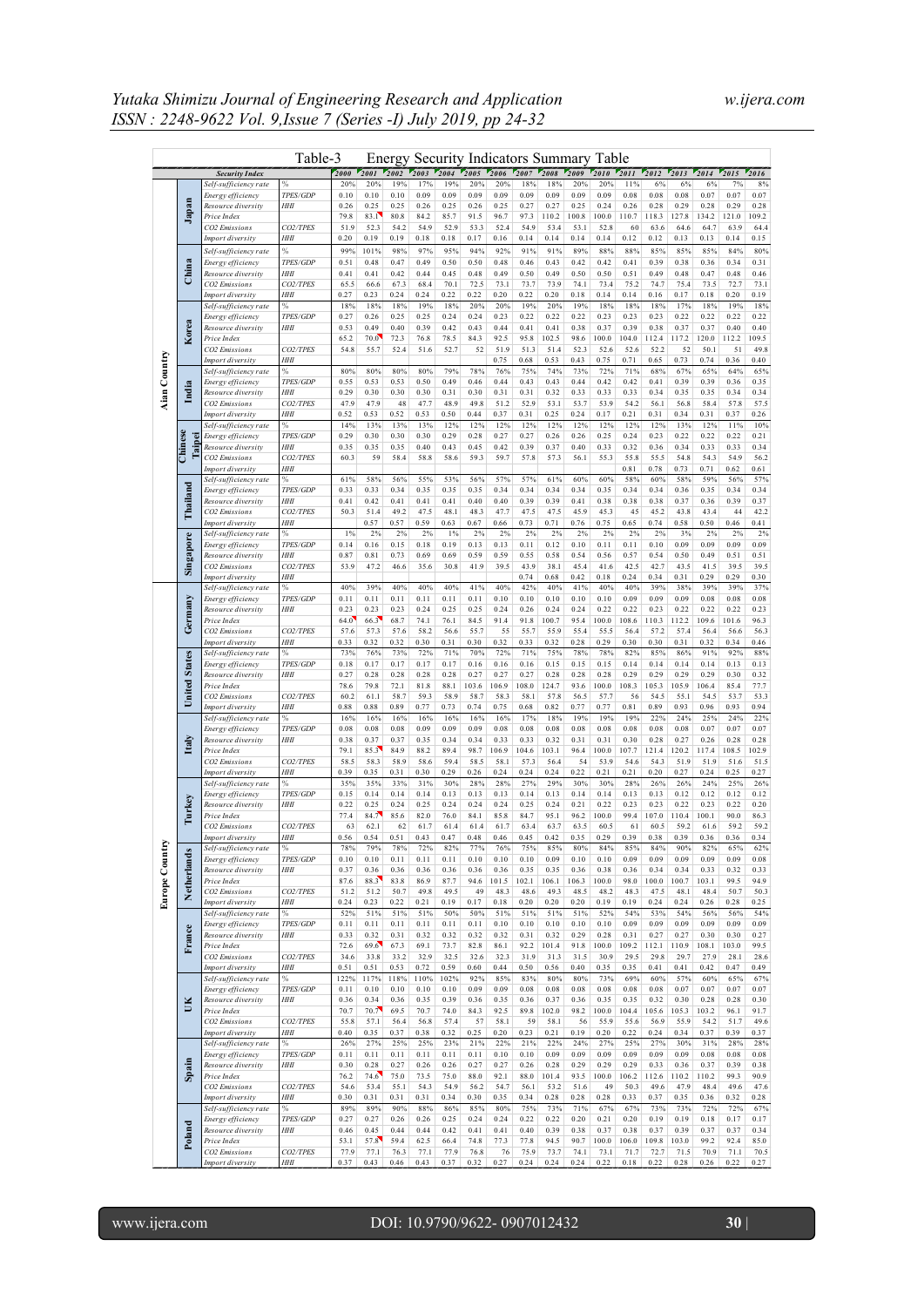Table-3 Energy Security Indicators Summary Table

| | | Security Index | | 2000 | 2001 | 2002 | 2003 | 2004 | 2005 | 2006 | 2007 | 2008 | 2009 | 2010 | 2011 | 2012 | 2013 | 2014 | 2015 | 2016 |
|---|---|---|---|---|---|---|---|---|---|---|---|---|---|---|---|---|---|---|---|---|
| Aian Country | Japan | Self-sufficiency rate | % | 20% | 20% | 19% | 17% | 19% | 20% | 20% | 18% | 18% | 20% | 20% | 11% | 6% | 6% | 6% | 7% | 8% |
| | | Energy efficiency | TPES/GDP | 0.10 | 0.10 | 0.10 | 0.09 | 0.09 | 0.09 | 0.09 | 0.09 | 0.09 | 0.09 | 0.09 | 0.08 | 0.08 | 0.08 | 0.07 | 0.07 | 0.07 |
| | | Resource diversity | HHI | 0.26 | 0.25 | 0.25 | 0.26 | 0.25 | 0.26 | 0.25 | 0.27 | 0.27 | 0.25 | 0.24 | 0.26 | 0.28 | 0.29 | 0.28 | 0.29 | 0.28 |
| | | Price Index | | 79.8 | 83.1 | 80.8 | 84.2 | 85.7 | 91.5 | 96.7 | 97.3 | 110.2 | 100.8 | 100.0 | 110.7 | 118.3 | 127.8 | 134.2 | 121.0 | 109.2 |
| | | CO2 Emissions | CO2/TPES | 51.9 | 52.3 | 54.2 | 54.9 | 52.9 | 53.3 | 52.4 | 54.9 | 53.4 | 53.1 | 52.8 | 60 | 63.6 | 64.6 | 64.7 | 63.9 | 64.4 |
| | | Import diversity | HHI | 0.20 | 0.19 | 0.19 | 0.18 | 0.18 | 0.17 | 0.16 | 0.14 | 0.14 | 0.14 | 0.14 | 0.12 | 0.12 | 0.13 | 0.13 | 0.14 | 0.15 |
| | China | Self-sufficiency rate | % | 99% | 101% | 98% | 97% | 95% | 94% | 92% | 91% | 91% | 89% | 88% | 88% | 85% | 85% | 85% | 84% | 80% |
| | | Energy efficiency | TPES/GDP | 0.51 | 0.48 | 0.47 | 0.49 | 0.50 | 0.50 | 0.48 | 0.46 | 0.43 | 0.42 | 0.42 | 0.41 | 0.39 | 0.38 | 0.36 | 0.34 | 0.31 |
| | | Resource diversity | HHI | 0.41 | 0.41 | 0.42 | 0.44 | 0.45 | 0.48 | 0.49 | 0.50 | 0.49 | 0.50 | 0.50 | 0.51 | 0.49 | 0.48 | 0.47 | 0.48 | 0.46 |
| | | CO2 Emissions | CO2/TPES | 65.5 | 66.6 | 67.3 | 68.4 | 70.1 | 72.5 | 73.1 | 73.7 | 73.9 | 74.1 | 73.4 | 75.2 | 74.7 | 75.4 | 73.5 | 72.7 | 73.1 |
| | | Import diversity | HHI | 0.27 | 0.23 | 0.24 | 0.24 | 0.22 | 0.22 | 0.20 | 0.22 | 0.20 | 0.18 | 0.14 | 0.14 | 0.16 | 0.17 | 0.18 | 0.20 | 0.19 |
| | Korea | Self-sufficiency rate | % | 18% | 18% | 18% | 19% | 18% | 20% | 20% | 19% | 20% | 19% | 18% | 18% | 18% | 17% | 18% | 19% | 18% |
| | | Energy efficiency | TPES/GDP | 0.27 | 0.26 | 0.25 | 0.25 | 0.24 | 0.24 | 0.23 | 0.22 | 0.22 | 0.22 | 0.23 | 0.23 | 0.23 | 0.22 | 0.22 | 0.22 | 0.22 |
| | | Resource diversity | HHI | 0.53 | 0.49 | 0.40 | 0.39 | 0.42 | 0.43 | 0.44 | 0.41 | 0.41 | 0.38 | 0.37 | 0.39 | 0.38 | 0.37 | 0.37 | 0.40 | 0.40 |
| | | Price Index | | 65.2 | 70.0 | 72.3 | 76.8 | 78.5 | 84.3 | 92.5 | 95.8 | 102.5 | 98.6 | 100.0 | 104.0 | 112.4 | 117.2 | 120.0 | 112.2 | 109.5 |
| | | CO2 Emissions | CO2/TPES | 54.8 | 55.7 | 52.4 | 51.6 | 52.7 | 52 | 51.9 | 51.3 | 51.4 | 52.3 | 52.6 | 52.6 | 52.2 | 52 | 50.1 | 51 | 49.8 |
| | | Import diversity | HHI | | | | | | | 0.75 | 0.68 | 0.53 | 0.43 | 0.75 | 0.71 | 0.65 | 0.73 | 0.74 | 0.36 | 0.40 |
| | India | Self-sufficiency rate | % | 80% | 80% | 80% | 80% | 79% | 78% | 76% | 75% | 74% | 73% | 72% | 71% | 68% | 67% | 65% | 64% | 65% |
| | | Energy efficiency | TPES/GDP | 0.55 | 0.53 | 0.53 | 0.50 | 0.49 | 0.46 | 0.44 | 0.43 | 0.43 | 0.44 | 0.42 | 0.42 | 0.41 | 0.39 | 0.39 | 0.36 | 0.35 |
| | | Resource diversity | HHI | 0.29 | 0.30 | 0.30 | 0.30 | 0.31 | 0.30 | 0.31 | 0.31 | 0.32 | 0.33 | 0.33 | 0.33 | 0.34 | 0.35 | 0.35 | 0.34 | 0.34 |
| | | CO2 Emissions | CO2/TPES | 47.9 | 47.9 | 48 | 47.7 | 48.9 | 49.8 | 51.2 | 52.9 | 53.1 | 53.7 | 53.9 | 54.2 | 56.1 | 56.8 | 58.4 | 57.8 | 57.5 |
| | | Import diversity | HHI | 0.52 | 0.53 | 0.52 | 0.53 | 0.50 | 0.44 | 0.37 | 0.31 | 0.25 | 0.24 | 0.17 | 0.21 | 0.31 | 0.34 | 0.31 | 0.37 | 0.26 |
| | Chinese Taipei | Self-sufficiency rate | % | 14% | 13% | 13% | 13% | 12% | 12% | 12% | 12% | 12% | 12% | 12% | 12% | 12% | 13% | 12% | 11% | 10% |
| | | Energy efficiency | TPES/GDP | 0.29 | 0.30 | 0.30 | 0.30 | 0.29 | 0.28 | 0.27 | 0.27 | 0.26 | 0.26 | 0.25 | 0.24 | 0.23 | 0.22 | 0.22 | 0.22 | 0.21 |
| | | Resource diversity | HHI | 0.35 | 0.35 | 0.35 | 0.40 | 0.43 | 0.45 | 0.42 | 0.39 | 0.37 | 0.40 | 0.33 | 0.32 | 0.36 | 0.34 | 0.33 | 0.33 | 0.34 |
| | | CO2 Emissions | CO2/TPES | 60.3 | 59 | 58.4 | 58.8 | 58.6 | 59.3 | 59.7 | 57.8 | 57.3 | 56.1 | 55.3 | 55.8 | 55.5 | 54.8 | 54.3 | 54.9 | 56.2 |
| | | Import diversity | HHI | | | | | | | | | | | | 0.81 | 0.78 | 0.73 | 0.71 | 0.62 | 0.61 |
| | Thailand | Self-sufficiency rate | % | 61% | 58% | 56% | 55% | 53% | 56% | 57% | 57% | 61% | 60% | 60% | 58% | 60% | 58% | 59% | 56% | 57% |
| | | Energy efficiency | TPES/GDP | 0.33 | 0.33 | 0.34 | 0.35 | 0.35 | 0.35 | 0.34 | 0.34 | 0.34 | 0.34 | 0.35 | 0.34 | 0.34 | 0.36 | 0.35 | 0.34 | 0.34 |
| | | Resource diversity | HHI | 0.41 | 0.42 | 0.41 | 0.41 | 0.41 | 0.40 | 0.40 | 0.39 | 0.39 | 0.41 | 0.38 | 0.38 | 0.38 | 0.37 | 0.36 | 0.39 | 0.37 |
| | | CO2 Emissions | CO2/TPES | 50.3 | 51.4 | 49.2 | 47.5 | 48.1 | 48.3 | 47.7 | 47.5 | 47.5 | 45.9 | 45.3 | 45 | 45.2 | 43.8 | 43.4 | 44 | 42.2 |
| | | Import diversity | HHI | | 0.57 | 0.57 | 0.59 | 0.63 | 0.67 | 0.66 | 0.73 | 0.71 | 0.76 | 0.75 | 0.65 | 0.74 | 0.58 | 0.50 | 0.46 | 0.41 |
| | Singapore | Self-sufficiency rate | % | 1% | 2% | 2% | 2% | 1% | 2% | 2% | 2% | 2% | 2% | 2% | 2% | 2% | 3% | 2% | 2% | 2% |
| | | Energy efficiency | TPES/GDP | 0.14 | 0.16 | 0.15 | 0.18 | 0.19 | 0.13 | 0.13 | 0.11 | 0.12 | 0.10 | 0.11 | 0.11 | 0.10 | 0.09 | 0.09 | 0.09 | 0.09 |
| | | Resource diversity | HHI | 0.87 | 0.81 | 0.73 | 0.69 | 0.69 | 0.59 | 0.59 | 0.55 | 0.58 | 0.54 | 0.56 | 0.57 | 0.54 | 0.50 | 0.49 | 0.51 | 0.51 |
| | | CO2 Emissions | CO2/TPES | 53.9 | 47.2 | 46.6 | 35.6 | 30.8 | 41.9 | 39.5 | 43.9 | 38.1 | 45.4 | 41.6 | 42.5 | 42.7 | 43.5 | 41.5 | 39.5 | 39.5 |
| | | Import diversity | HHI | | | | | | | | 0.74 | 0.68 | 0.42 | 0.18 | 0.24 | 0.34 | 0.31 | 0.29 | 0.29 | 0.30 |
| Europe Country | Germany | Self-sufficiency rate | % | 40% | 39% | 40% | 40% | 40% | 41% | 40% | 42% | 40% | 41% | 40% | 40% | 39% | 38% | 39% | 39% | 37% |
| | | Energy efficiency | TPES/GDP | 0.11 | 0.11 | 0.11 | 0.11 | 0.11 | 0.11 | 0.10 | 0.10 | 0.10 | 0.10 | 0.10 | 0.09 | 0.09 | 0.09 | 0.08 | 0.08 | 0.08 |
| | | Resource diversity | HHI | 0.23 | 0.23 | 0.23 | 0.24 | 0.25 | 0.25 | 0.24 | 0.26 | 0.24 | 0.24 | 0.22 | 0.22 | 0.23 | 0.22 | 0.22 | 0.22 | 0.23 |
| | | Price Index | | 64.0 | 66.3 | 68.7 | 74.1 | 76.1 | 84.5 | 91.4 | 91.8 | 100.7 | 95.4 | 100.0 | 108.6 | 110.3 | 112.2 | 109.6 | 101.6 | 96.3 |
| | | CO2 Emissions | CO2/TPES | 57.6 | 57.3 | 57.6 | 58.2 | 56.6 | 55.7 | 55 | 55.7 | 55.9 | 55.4 | 55.5 | 56.4 | 57.2 | 57.4 | 56.4 | 56.6 | 56.3 |
| | | Import diversity | HHI | 0.33 | 0.32 | 0.32 | 0.30 | 0.31 | 0.30 | 0.32 | 0.33 | 0.32 | 0.28 | 0.29 | 0.30 | 0.30 | 0.31 | 0.32 | 0.34 | 0.46 |
| | United States | Self-sufficiency rate | % | 73% | 76% | 73% | 72% | 71% | 70% | 72% | 71% | 75% | 78% | 78% | 82% | 85% | 86% | 91% | 92% | 88% |
| | | Energy efficiency | TPES/GDP | 0.18 | 0.17 | 0.17 | 0.17 | 0.17 | 0.16 | 0.16 | 0.16 | 0.15 | 0.15 | 0.15 | 0.14 | 0.14 | 0.14 | 0.14 | 0.13 | 0.13 |
| | | Resource diversity | HHI | 0.27 | 0.28 | 0.28 | 0.28 | 0.28 | 0.27 | 0.27 | 0.27 | 0.28 | 0.28 | 0.28 | 0.29 | 0.29 | 0.29 | 0.29 | 0.30 | 0.32 |
| | | Price Index | | 78.6 | 79.8 | 72.1 | 81.8 | 88.1 | 103.6 | 106.9 | 108.0 | 124.7 | 93.6 | 100.0 | 108.3 | 105.3 | 105.9 | 106.4 | 85.4 | 77.7 |
| | | CO2 Emissions | CO2/TPES | 60.2 | 61.1 | 58.7 | 59.3 | 58.9 | 58.7 | 58.3 | 58.1 | 57.8 | 56.5 | 57.7 | 56 | 54.5 | 55.1 | 54.5 | 53.7 | 53.3 |
| | | Import diversity | HHI | 0.88 | 0.88 | 0.89 | 0.77 | 0.73 | 0.74 | 0.75 | 0.68 | 0.82 | 0.77 | 0.77 | 0.81 | 0.89 | 0.93 | 0.96 | 0.93 | 0.94 |
| | Italy | Self-sufficiency rate | % | 16% | 16% | 16% | 16% | 16% | 16% | 16% | 17% | 18% | 19% | 19% | 19% | 22% | 24% | 25% | 24% | 22% |
| | | Energy efficiency | TPES/GDP | 0.08 | 0.08 | 0.08 | 0.09 | 0.09 | 0.09 | 0.08 | 0.08 | 0.08 | 0.08 | 0.08 | 0.08 | 0.08 | 0.08 | 0.07 | 0.07 | 0.07 |
| | | Resource diversity | HHI | 0.38 | 0.37 | 0.37 | 0.35 | 0.34 | 0.34 | 0.33 | 0.33 | 0.32 | 0.31 | 0.31 | 0.30 | 0.28 | 0.27 | 0.26 | 0.28 | 0.28 |
| | | Price Index | | 79.1 | 85.3 | 84.9 | 88.2 | 89.4 | 98.7 | 106.9 | 104.6 | 103.1 | 96.4 | 100.0 | 107.7 | 121.4 | 120.2 | 117.4 | 108.5 | 102.9 |
| | | CO2 Emissions | CO2/TPES | 58.5 | 58.3 | 58.9 | 58.6 | 59.4 | 58.5 | 58.1 | 57.3 | 56.4 | 54 | 53.9 | 54.6 | 54.3 | 51.9 | 51.9 | 51.6 | 51.5 |
| | | Import diversity | HHI | 0.39 | 0.35 | 0.31 | 0.30 | 0.29 | 0.26 | 0.24 | 0.24 | 0.24 | 0.22 | 0.21 | 0.21 | 0.20 | 0.27 | 0.24 | 0.25 | 0.27 |
| | Turkey | Self-sufficiency rate | % | 35% | 35% | 33% | 31% | 30% | 28% | 28% | 27% | 29% | 30% | 30% | 28% | 26% | 26% | 24% | 25% | 26% |
| | | Energy efficiency | TPES/GDP | 0.15 | 0.14 | 0.14 | 0.14 | 0.13 | 0.13 | 0.13 | 0.14 | 0.13 | 0.14 | 0.14 | 0.13 | 0.13 | 0.12 | 0.12 | 0.12 | 0.12 |
| | | Resource diversity | HHI | 0.22 | 0.25 | 0.24 | 0.25 | 0.24 | 0.24 | 0.24 | 0.25 | 0.24 | 0.21 | 0.22 | 0.23 | 0.23 | 0.22 | 0.23 | 0.22 | 0.20 |
| | | Price Index | | 77.4 | 84.7 | 85.6 | 82.0 | 76.0 | 84.1 | 85.8 | 84.7 | 95.1 | 96.2 | 100.0 | 99.4 | 107.0 | 110.4 | 100.1 | 90.0 | 86.3 |
| | | CO2 Emissions | CO2/TPES | 63 | 62.1 | 62 | 61.7 | 61.4 | 61.4 | 61.7 | 63.4 | 63.7 | 63.5 | 60.5 | 61 | 60.5 | 59.2 | 61.6 | 59.2 | 59.2 |
| | | Import diversity | HHI | 0.56 | 0.54 | 0.51 | 0.43 | 0.47 | 0.48 | 0.46 | 0.45 | 0.42 | 0.35 | 0.29 | 0.39 | 0.38 | 0.39 | 0.36 | 0.36 | 0.34 |
| | Netherlands | Self-sufficiency rate | % | 78% | 79% | 78% | 72% | 82% | 77% | 76% | 75% | 85% | 80% | 84% | 85% | 84% | 90% | 82% | 65% | 62% |
| | | Energy efficiency | TPES/GDP | 0.10 | 0.10 | 0.11 | 0.11 | 0.11 | 0.10 | 0.10 | 0.10 | 0.10 | 0.10 | 0.10 | 0.09 | 0.09 | 0.09 | 0.09 | 0.09 | 0.09 |
| | | Resource diversity | HHI | 0.37 | 0.36 | 0.36 | 0.36 | 0.36 | 0.36 | 0.36 | 0.35 | 0.35 | 0.36 | 0.38 | 0.36 | 0.34 | 0.34 | 0.33 | 0.32 | 0.33 |
| | | Price Index | | 87.6 | 88.3 | 83.8 | 86.9 | 87.7 | 94.6 | 101.5 | 102.1 | 106.1 | 106.3 | 100.0 | 98.0 | 100.0 | 100.7 | 103.1 | 99.5 | 94.9 |
| | | CO2 Emissions | CO2/TPES | 51.2 | 51.2 | 50.7 | 49.8 | 49.5 | 49 | 48.3 | 48.6 | 49.3 | 48.5 | 48.2 | 48.3 | 47.5 | 48.1 | 48.4 | 50.7 | 50.3 |
| | | Import diversity | HHI | 0.24 | 0.23 | 0.22 | 0.21 | 0.19 | 0.17 | 0.18 | 0.20 | 0.20 | 0.20 | 0.19 | 0.19 | 0.24 | 0.24 | 0.26 | 0.28 | 0.25 |
| | France | Self-sufficiency rate | % | 52% | 51% | 51% | 51% | 50% | 50% | 51% | 51% | 51% | 51% | 52% | 54% | 53% | 54% | 56% | 56% | 54% |
| | | Energy efficiency | TPES/GDP | 0.11 | 0.11 | 0.11 | 0.11 | 0.11 | 0.11 | 0.10 | 0.10 | 0.10 | 0.10 | 0.10 | 0.09 | 0.09 | 0.09 | 0.09 | 0.09 | 0.09 |
| | | Resource diversity | HHI | 0.33 | 0.32 | 0.31 | 0.32 | 0.32 | 0.32 | 0.32 | 0.31 | 0.32 | 0.29 | 0.28 | 0.31 | 0.27 | 0.27 | 0.30 | 0.30 | 0.27 |
| | | Price Index | | 72.6 | 69.6 | 67.3 | 69.1 | 73.7 | 82.8 | 86.1 | 92.2 | 101.4 | 91.8 | 100.0 | 109.2 | 112.1 | 110.9 | 108.1 | 103.0 | 99.5 |
| | | CO2 Emissions | CO2/TPES | 34.6 | 33.8 | 33.2 | 32.9 | 32.5 | 32.6 | 32.3 | 31.9 | 31.3 | 31.5 | 30.9 | 29.5 | 29.8 | 29.7 | 27.9 | 28.1 | 28.6 |
| | | Import diversity | HHI | 0.51 | 0.51 | 0.53 | 0.72 | 0.59 | 0.60 | 0.44 | 0.50 | 0.56 | 0.40 | 0.35 | 0.35 | 0.41 | 0.41 | 0.42 | 0.47 | 0.49 |
| | UK | Self-sufficiency rate | % | 122% | 117% | 118% | 110% | 102% | 92% | 85% | 83% | 80% | 80% | 73% | 69% | 60% | 57% | 60% | 65% | 67% |
| | | Energy efficiency | TPES/GDP | 0.11 | 0.10 | 0.10 | 0.10 | 0.10 | 0.09 | 0.09 | 0.08 | 0.08 | 0.08 | 0.08 | 0.08 | 0.08 | 0.07 | 0.07 | 0.07 | 0.07 |
| | | Resource diversity | HHI | 0.36 | 0.34 | 0.36 | 0.35 | 0.39 | 0.36 | 0.35 | 0.36 | 0.37 | 0.36 | 0.35 | 0.35 | 0.32 | 0.30 | 0.30 | 0.32 | 0.30 |
| | | Price Index | | 70.7 | 70.7 | 69.5 | 70.7 | 74.0 | 84.3 | 92.5 | 89.8 | 102.0 | 98.2 | 100.0 | 104.4 | 105.6 | 105.3 | 103.2 | 96.1 | 91.7 |
| | | CO2 Emissions | CO2/TPES | 55.8 | 57.1 | 56.4 | 56.8 | 57.4 | 57 | 58.1 | 59 | 58.1 | 56 | 55.9 | 55.6 | 56.9 | 55.9 | 54.2 | 51.7 | 49.6 |
| | | Import diversity | HHI | 0.40 | 0.35 | 0.37 | 0.38 | 0.32 | 0.25 | 0.20 | 0.23 | 0.21 | 0.19 | 0.20 | 0.22 | 0.24 | 0.34 | 0.37 | 0.39 | 0.37 |
| | Spain | Self-sufficiency rate | % | 26% | 27% | 25% | 25% | 23% | 21% | 22% | 21% | 22% | 24% | 27% | 25% | 27% | 30% | 31% | 28% | 28% |
| | | Energy efficiency | TPES/GDP | 0.11 | 0.11 | 0.11 | 0.11 | 0.11 | 0.11 | 0.10 | 0.10 | 0.09 | 0.09 | 0.09 | 0.09 | 0.09 | 0.09 | 0.08 | 0.08 | 0.08 |
| | | Resource diversity | HHI | 0.30 | 0.28 | 0.27 | 0.26 | 0.26 | 0.27 | 0.27 | 0.26 | 0.28 | 0.29 | 0.29 | 0.29 | 0.33 | 0.36 | 0.37 | 0.39 | 0.38 |
| | | Price Index | | 76.2 | 74.6 | 75.0 | 73.5 | 75.0 | 88.0 | 92.1 | 88.0 | 101.4 | 93.5 | 100.0 | 106.2 | 112.6 | 110.2 | 110.2 | 99.3 | 90.9 |
| | | CO2 Emissions | CO2/TPES | 54.6 | 53.4 | 55.1 | 54.3 | 54.9 | 56.2 | 54.7 | 56.1 | 53.2 | 51.6 | 49 | 50.3 | 49.6 | 47.9 | 48.4 | 49.6 | 47.6 |
| | | Import diversity | HHI | 0.30 | 0.31 | 0.31 | 0.31 | 0.34 | 0.30 | 0.35 | 0.34 | 0.28 | 0.28 | 0.28 | 0.33 | 0.37 | 0.35 | 0.36 | 0.32 | 0.28 |
| | Poland | Self-sufficiency rate | % | 89% | 89% | 90% | 88% | 86% | 85% | 80% | 75% | 73% | 71% | 67% | 67% | 73% | 73% | 72% | 72% | 67% |
| | | Energy efficiency | TPES/GDP | 0.27 | 0.27 | 0.26 | 0.26 | 0.25 | 0.24 | 0.24 | 0.22 | 0.22 | 0.20 | 0.21 | 0.20 | 0.19 | 0.19 | 0.18 | 0.17 | 0.17 |
| | | Resource diversity | HHI | 0.46 | 0.45 | 0.44 | 0.44 | 0.42 | 0.41 | 0.41 | 0.40 | 0.39 | 0.38 | 0.37 | 0.38 | 0.37 | 0.39 | 0.37 | 0.37 | 0.34 |
| | | Price Index | | 53.1 | 57.8 | 59.4 | 62.5 | 66.4 | 74.8 | 77.3 | 77.8 | 94.5 | 90.7 | 100.0 | 106.0 | 109.8 | 103.0 | 99.2 | 92.4 | 85.0 |
| | | CO2 Emissions | CO2/TPES | 77.9 | 77.1 | 76.3 | 77.1 | 77.9 | 76.8 | 76 | 75.9 | 73.7 | 74.1 | 73.1 | 71.7 | 72.7 | 71.5 | 70.9 | 71.1 | 70.5 |
| | | Import diversity | HHI | 0.37 | 0.43 | 0.46 | 0.43 | 0.37 | 0.32 | 0.27 | 0.24 | 0.24 | 0.24 | 0.22 | 0.18 | 0.22 | 0.28 | 0.26 | 0.22 | 0.27 |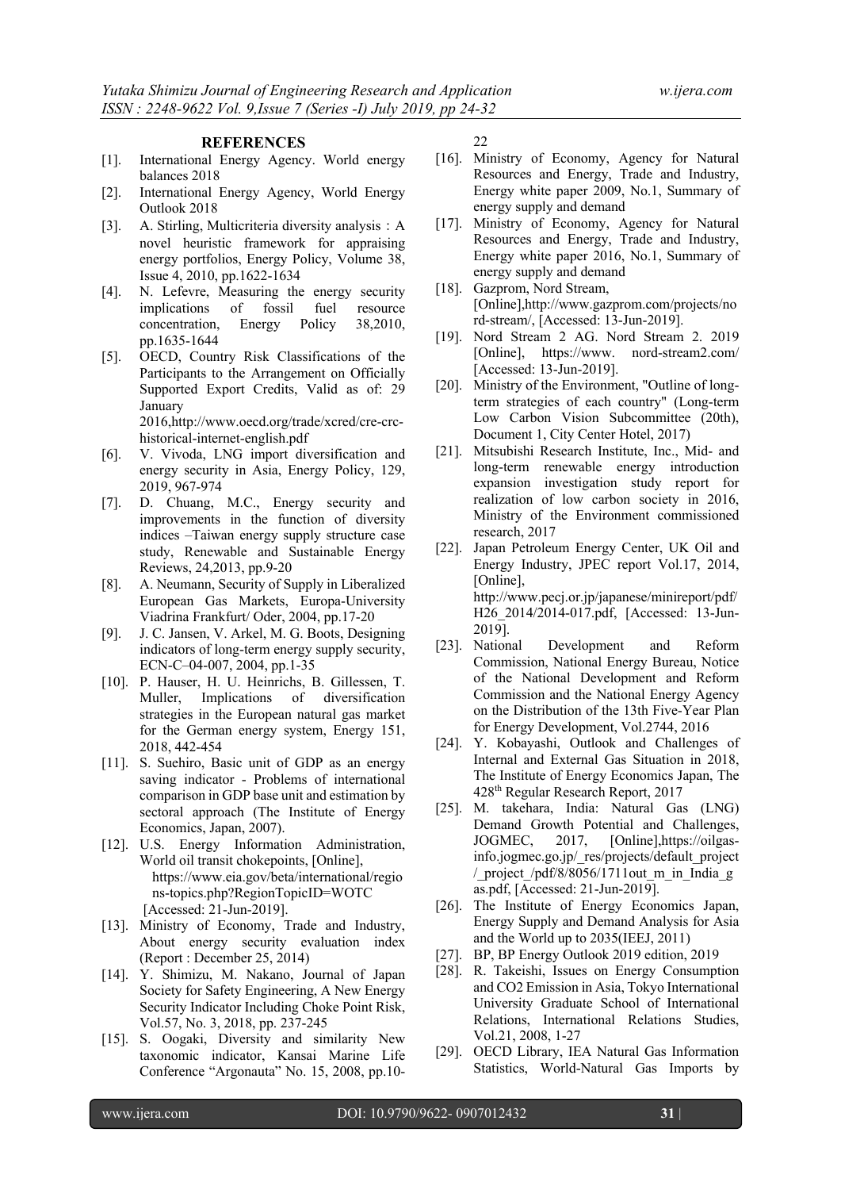## REFERENCES

[1]. International Energy Agency. World energy balances 2018

[2]. International Energy Agency, World Energy Outlook 2018

[3]. A. Stirling, Multicriteria diversity analysis : A novel heuristic framework for appraising energy portfolios, Energy Policy, Volume 38, Issue 4, 2010, pp.1622-1634

[4]. N. Lefevre, Measuring the energy security implications of fossil fuel resource concentration, Energy Policy 38,2010, pp.1635-1644

[5]. OECD, Country Risk Classifications of the Participants to the Arrangement on Officially Supported Export Credits, Valid as of: 29 January 2016,http://www.oecd.org/trade/xcred/cre-crc-historical-internet-english.pdf

[6]. V. Vivoda, LNG import diversification and energy security in Asia, Energy Policy, 129, 2019, 967-974

[7]. D. Chuang, M.C., Energy security and improvements in the function of diversity indices –Taiwan energy supply structure case study, Renewable and Sustainable Energy Reviews, 24,2013, pp.9-20

[8]. A. Neumann, Security of Supply in Liberalized European Gas Markets, Europa-University Viadrina Frankfurt/ Oder, 2004, pp.17-20

[9]. J. C. Jansen, V. Arkel, M. G. Boots, Designing indicators of long-term energy supply security, ECN-C–04-007, 2004, pp.1-35

[10]. P. Hauser, H. U. Heinrichs, B. Gillessen, T. Muller, Implications of diversification strategies in the European natural gas market for the German energy system, Energy 151, 2018, 442-454

[11]. S. Suehiro, Basic unit of GDP as an energy saving indicator - Problems of international comparison in GDP base unit and estimation by sectoral approach (The Institute of Energy Economics, Japan, 2007).

[12]. U.S. Energy Information Administration, World oil transit chokepoints, [Online], https://www.eia.gov/beta/international/regions-topics.php?RegionTopicID=WOTC [Accessed: 21-Jun-2019].

[13]. Ministry of Economy, Trade and Industry, About energy security evaluation index (Report : December 25, 2014)

[14]. Y. Shimizu, M. Nakano, Journal of Japan Society for Safety Engineering, A New Energy Security Indicator Including Choke Point Risk, Vol.57, No. 3, 2018, pp. 237-245

[15]. S. Oogaki, Diversity and similarity New taxonomic indicator, Kansai Marine Life Conference "Argonauta" No. 15, 2008, pp.10-22

[16]. Ministry of Economy, Agency for Natural Resources and Energy, Trade and Industry, Energy white paper 2009, No.1, Summary of energy supply and demand

[17]. Ministry of Economy, Agency for Natural Resources and Energy, Trade and Industry, Energy white paper 2016, No.1, Summary of energy supply and demand

[18]. Gazprom, Nord Stream, [Online],http://www.gazprom.com/projects/nord-stream/, [Accessed: 13-Jun-2019].

[19]. Nord Stream 2 AG. Nord Stream 2. 2019 [Online], https://www. nord-stream2.com/ [Accessed: 13-Jun-2019].

[20]. Ministry of the Environment, "Outline of long-term strategies of each country" (Long-term Low Carbon Vision Subcommittee (20th), Document 1, City Center Hotel, 2017)

[21]. Mitsubishi Research Institute, Inc., Mid- and long-term renewable energy introduction expansion investigation study report for realization of low carbon society in 2016, Ministry of the Environment commissioned research, 2017

[22]. Japan Petroleum Energy Center, UK Oil and Energy Industry, JPEC report Vol.17, 2014, [Online], http://www.pecj.or.jp/japanese/minireport/pdf/H26_2014/2014-017.pdf, [Accessed: 13-Jun-2019].

[23]. National Development and Reform Commission, National Energy Bureau, Notice of the National Development and Reform Commission and the National Energy Agency on the Distribution of the 13th Five-Year Plan for Energy Development, Vol.2744, 2016

[24]. Y. Kobayashi, Outlook and Challenges of Internal and External Gas Situation in 2018, The Institute of Energy Economics Japan, The 428th Regular Research Report, 2017

[25]. M. takehara, India: Natural Gas (LNG) Demand Growth Potential and Challenges, JOGMEC, 2017, [Online],https://oilgas-info.jogmec.go.jp/_res/projects/default_project/_project_/pdf/8/8056/1711out_m_in_India_gas.pdf, [Accessed: 21-Jun-2019].

[26]. The Institute of Energy Economics Japan, Energy Supply and Demand Analysis for Asia and the World up to 2035(IEEJ, 2011)

[27]. BP, BP Energy Outlook 2019 edition, 2019

[28]. R. Takeishi, Issues on Energy Consumption and CO2 Emission in Asia, Tokyo International University Graduate School of International Relations, International Relations Studies, Vol.21, 2008, 1-27

[29]. OECD Library, IEA Natural Gas Information Statistics, World-Natural Gas Imports by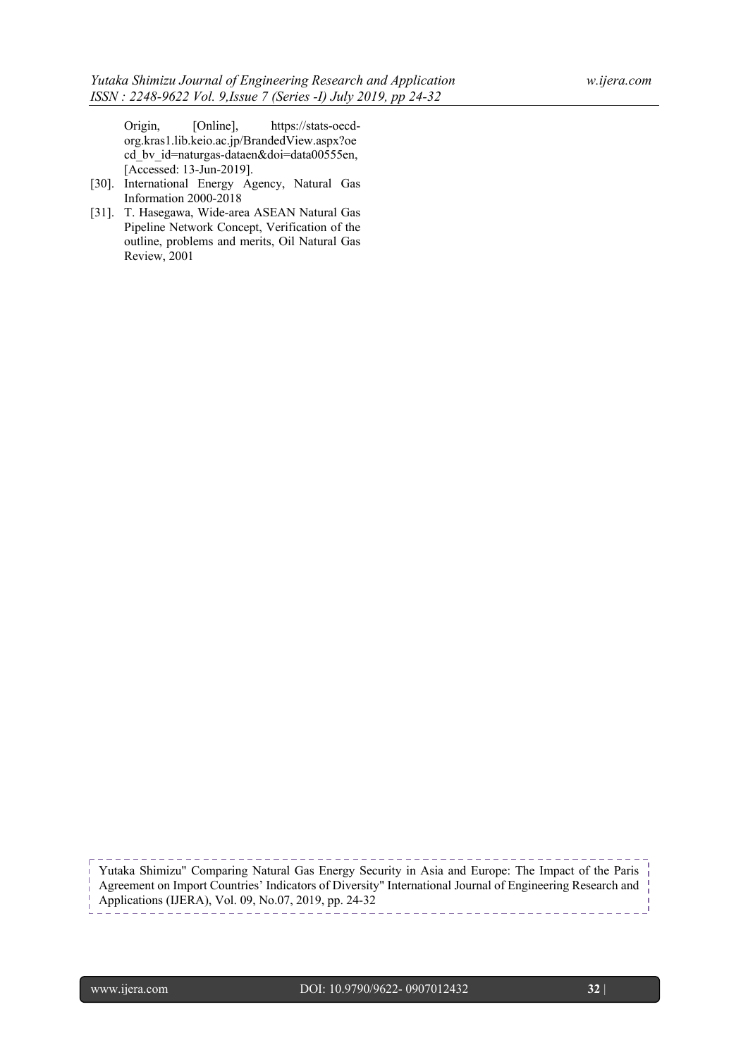Origin, [Online], https://stats-oecd-org.kras1.lib.keio.ac.jp/BrandedView.aspx?oecd_bv_id=naturgas-dataen&doi=data00555en, [Accessed: 13-Jun-2019].

[30]. International Energy Agency, Natural Gas Information 2000-2018

[31]. T. Hasegawa, Wide-area ASEAN Natural Gas Pipeline Network Concept, Verification of the outline, problems and merits, Oil Natural Gas Review, 2001

Yutaka Shimizu" Comparing Natural Gas Energy Security in Asia and Europe: The Impact of the Paris Agreement on Import Countries' Indicators of Diversity" International Journal of Engineering Research and Applications (IJERA), Vol. 09, No.07, 2019, pp. 24-32